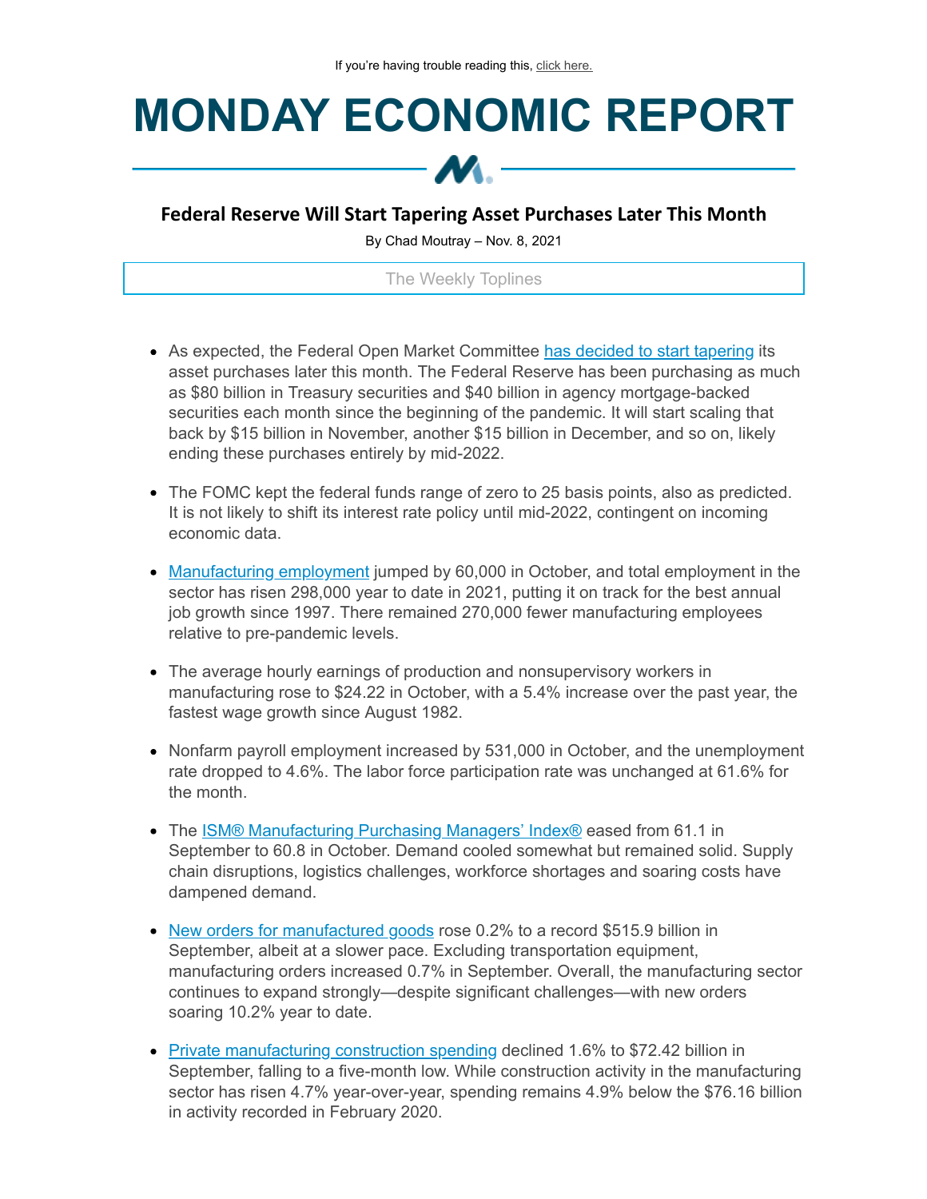If you're having trouble reading this, click here.

# MONDAY ECONOMIC REPORT

## Federal Reserve Will Start Tapering Asset Purchases Later This Month

By Chad Moutray – Nov. 8, 2021

The Weekly Toplines

- As expected, the Federal Open Market Committee has decided to start tapering its asset purchases later this month. The Federal Reserve has been purchasing as much as $80 billion in Treasury securities and $40 billion in agency mortgage-backed securities each month since the beginning of the pandemic. It will start scaling that back by $15 billion in November, another $15 billion in December, and so on, likely ending these purchases entirely by mid-2022.

- The FOMC kept the federal funds range of zero to 25 basis points, also as predicted. It is not likely to shift its interest rate policy until mid-2022, contingent on incoming economic data.

- Manufacturing employment jumped by 60,000 in October, and total employment in the sector has risen 298,000 year to date in 2021, putting it on track for the best annual job growth since 1997. There remained 270,000 fewer manufacturing employees relative to pre-pandemic levels.

- The average hourly earnings of production and nonsupervisory workers in manufacturing rose to $24.22 in October, with a 5.4% increase over the past year, the fastest wage growth since August 1982.

- Nonfarm payroll employment increased by 531,000 in October, and the unemployment rate dropped to 4.6%. The labor force participation rate was unchanged at 61.6% for the month.

- The ISM® Manufacturing Purchasing Managers' Index® eased from 61.1 in September to 60.8 in October. Demand cooled somewhat but remained solid. Supply chain disruptions, logistics challenges, workforce shortages and soaring costs have dampened demand.

- New orders for manufactured goods rose 0.2% to a record $515.9 billion in September, albeit at a slower pace. Excluding transportation equipment, manufacturing orders increased 0.7% in September. Overall, the manufacturing sector continues to expand strongly—despite significant challenges—with new orders soaring 10.2% year to date.

- Private manufacturing construction spending declined 1.6% to $72.42 billion in September, falling to a five-month low. While construction activity in the manufacturing sector has risen 4.7% year-over-year, spending remains 4.9% below the $76.16 billion in activity recorded in February 2020.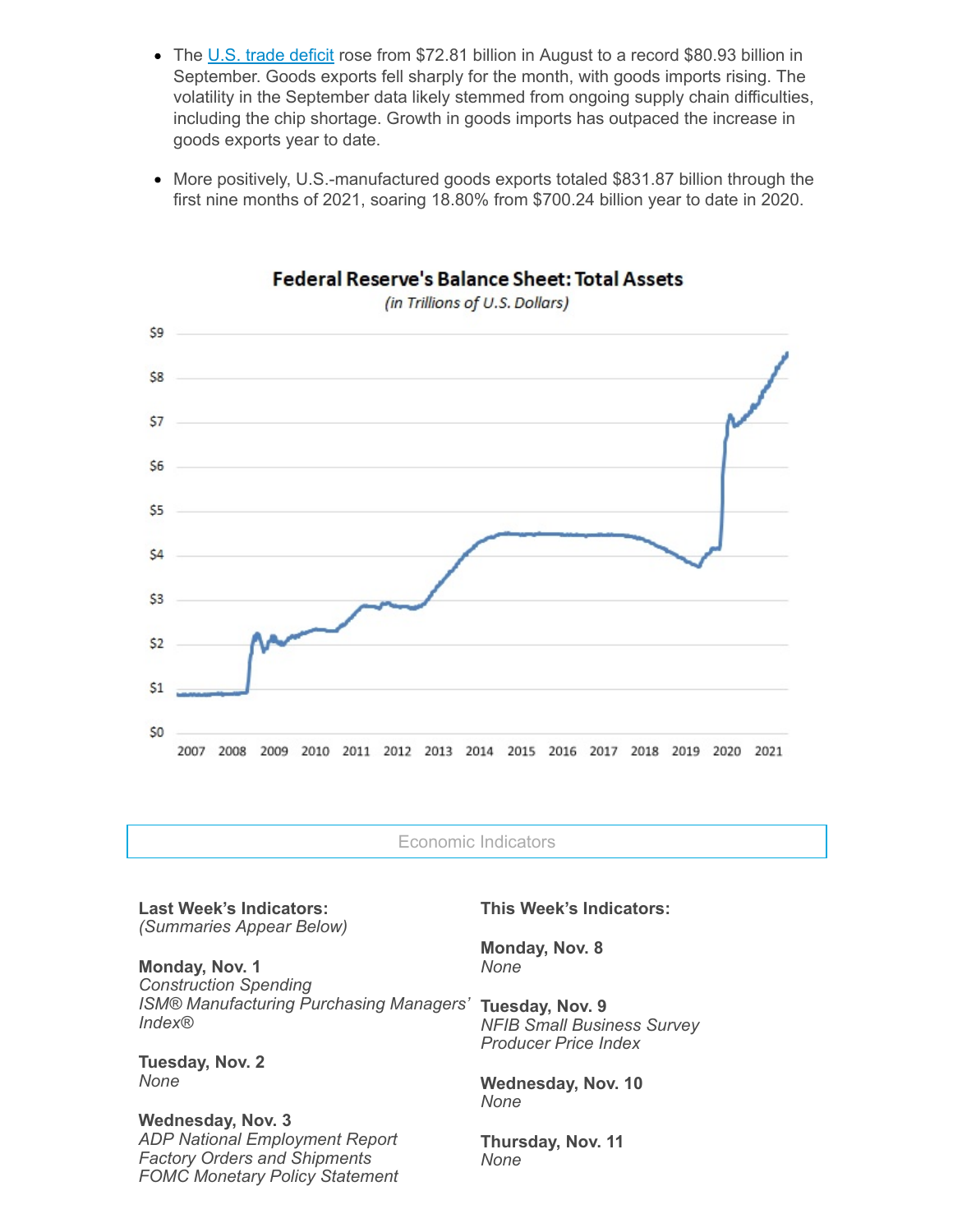- The [U.S. trade deficit](#) rose from $72.81 billion in August to a record $80.93 billion in September. Goods exports fell sharply for the month, with goods imports rising. The volatility in the September data likely stemmed from ongoing supply chain difficulties, including the chip shortage. Growth in goods imports has outpaced the increase in goods exports year to date.
- More positively, U.S.-manufactured goods exports totaled $831.87 billion through the first nine months of 2021, soaring 18.80% from $700.24 billion year to date in 2020.

**Federal Reserve's Balance Sheet: Total Assets**

*(in Trillions of U.S. Dollars)*

## Economic Indicators

**Last Week's Indicators:**
*(Summaries Appear Below)*

**Monday, Nov. 1**
*Construction Spending*
*ISM® Manufacturing Purchasing Managers' Index®*

**Tuesday, Nov. 2**
*None*

**Wednesday, Nov. 3**
*ADP National Employment Report*
*Factory Orders and Shipments*
*FOMC Monetary Policy Statement*

**This Week's Indicators:**

**Monday, Nov. 8**
*None*

**Tuesday, Nov. 9**
*NFIB Small Business Survey*
*Producer Price Index*

**Wednesday, Nov. 10**
*None*

**Thursday, Nov. 11**
*None*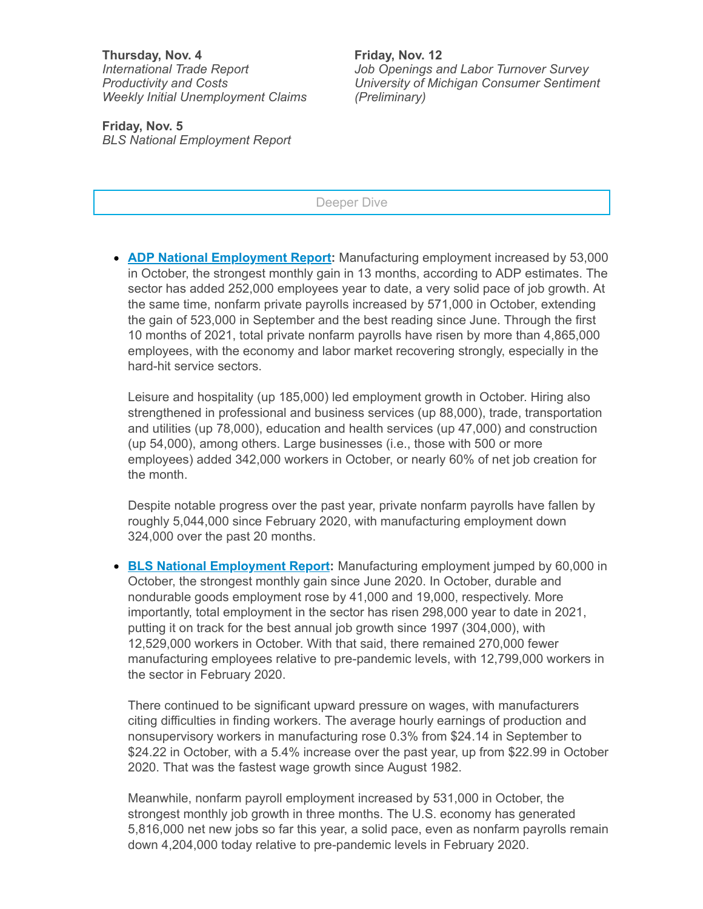**Thursday, Nov. 4**
*International Trade Report*
*Productivity and Costs*
*Weekly Initial Unemployment Claims*

**Friday, Nov. 5**
*BLS National Employment Report*

**Friday, Nov. 12**
*Job Openings and Labor Turnover Survey*
*University of Michigan Consumer Sentiment (Preliminary)*

## Deeper Dive

- **ADP National Employment Report:** Manufacturing employment increased by 53,000 in October, the strongest monthly gain in 13 months, according to ADP estimates. The sector has added 252,000 employees year to date, a very solid pace of job growth. At the same time, nonfarm private payrolls increased by 571,000 in October, extending the gain of 523,000 in September and the best reading since June. Through the first 10 months of 2021, total private nonfarm payrolls have risen by more than 4,865,000 employees, with the economy and labor market recovering strongly, especially in the hard-hit service sectors.

  Leisure and hospitality (up 185,000) led employment growth in October. Hiring also strengthened in professional and business services (up 88,000), trade, transportation and utilities (up 78,000), education and health services (up 47,000) and construction (up 54,000), among others. Large businesses (i.e., those with 500 or more employees) added 342,000 workers in October, or nearly 60% of net job creation for the month.

  Despite notable progress over the past year, private nonfarm payrolls have fallen by roughly 5,044,000 since February 2020, with manufacturing employment down 324,000 over the past 20 months.

- **BLS National Employment Report:** Manufacturing employment jumped by 60,000 in October, the strongest monthly gain since June 2020. In October, durable and nondurable goods employment rose by 41,000 and 19,000, respectively. More importantly, total employment in the sector has risen 298,000 year to date in 2021, putting it on track for the best annual job growth since 1997 (304,000), with 12,529,000 workers in October. With that said, there remained 270,000 fewer manufacturing employees relative to pre-pandemic levels, with 12,799,000 workers in the sector in February 2020.

  There continued to be significant upward pressure on wages, with manufacturers citing difficulties in finding workers. The average hourly earnings of production and nonsupervisory workers in manufacturing rose 0.3% from $24.14 in September to $24.22 in October, with a 5.4% increase over the past year, up from $22.99 in October 2020. That was the fastest wage growth since August 1982.

  Meanwhile, nonfarm payroll employment increased by 531,000 in October, the strongest monthly job growth in three months. The U.S. economy has generated 5,816,000 net new jobs so far this year, a solid pace, even as nonfarm payrolls remain down 4,204,000 today relative to pre-pandemic levels in February 2020.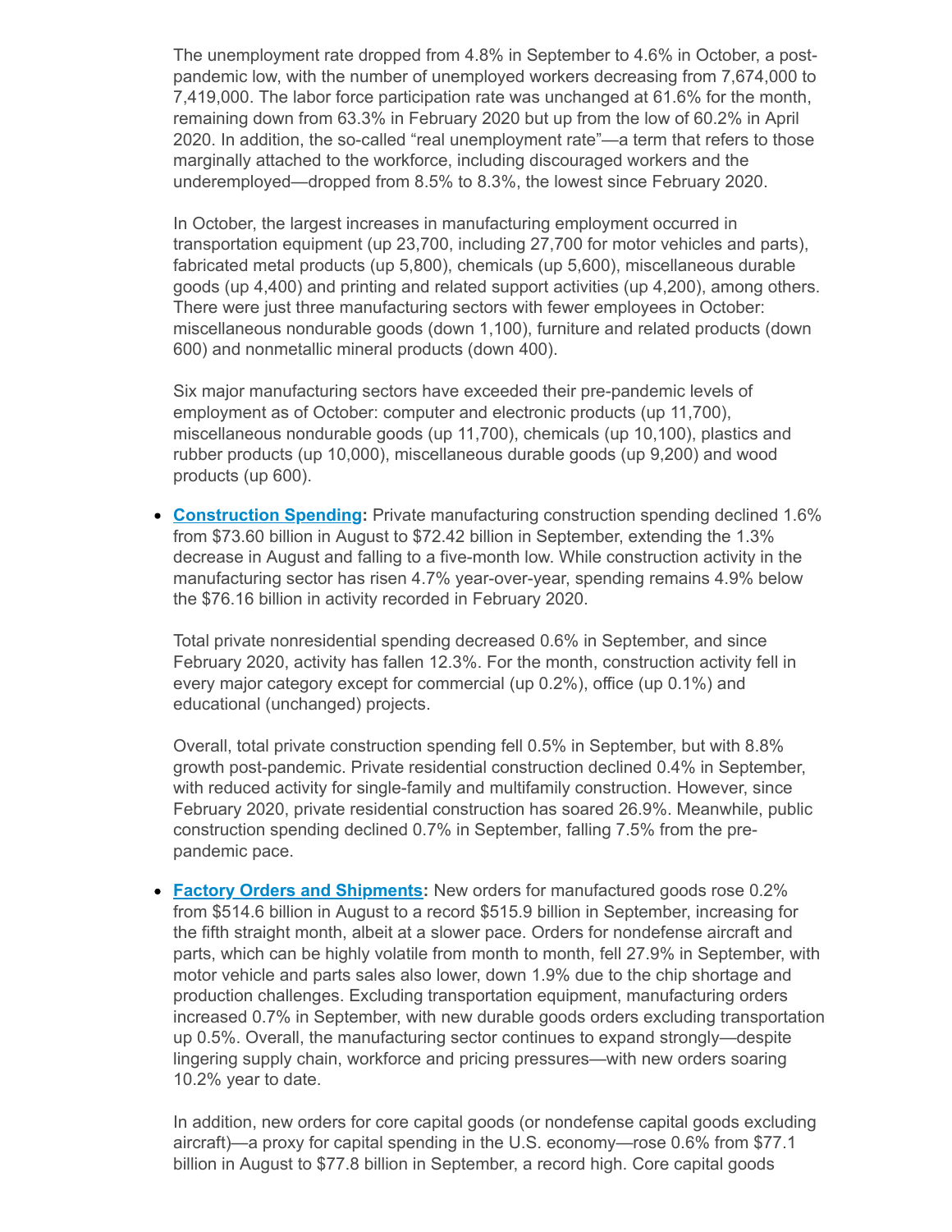The unemployment rate dropped from 4.8% in September to 4.6% in October, a post-pandemic low, with the number of unemployed workers decreasing from 7,674,000 to 7,419,000. The labor force participation rate was unchanged at 61.6% for the month, remaining down from 63.3% in February 2020 but up from the low of 60.2% in April 2020. In addition, the so-called "real unemployment rate"—a term that refers to those marginally attached to the workforce, including discouraged workers and the underemployed—dropped from 8.5% to 8.3%, the lowest since February 2020.

In October, the largest increases in manufacturing employment occurred in transportation equipment (up 23,700, including 27,700 for motor vehicles and parts), fabricated metal products (up 5,800), chemicals (up 5,600), miscellaneous durable goods (up 4,400) and printing and related support activities (up 4,200), among others. There were just three manufacturing sectors with fewer employees in October: miscellaneous nondurable goods (down 1,100), furniture and related products (down 600) and nonmetallic mineral products (down 400).

Six major manufacturing sectors have exceeded their pre-pandemic levels of employment as of October: computer and electronic products (up 11,700), miscellaneous nondurable goods (up 11,700), chemicals (up 10,100), plastics and rubber products (up 10,000), miscellaneous durable goods (up 9,200) and wood products (up 600).

- **Construction Spending:** Private manufacturing construction spending declined 1.6% from $73.60 billion in August to $72.42 billion in September, extending the 1.3% decrease in August and falling to a five-month low. While construction activity in the manufacturing sector has risen 4.7% year-over-year, spending remains 4.9% below the $76.16 billion in activity recorded in February 2020.

  Total private nonresidential spending decreased 0.6% in September, and since February 2020, activity has fallen 12.3%. For the month, construction activity fell in every major category except for commercial (up 0.2%), office (up 0.1%) and educational (unchanged) projects.

  Overall, total private construction spending fell 0.5% in September, but with 8.8% growth post-pandemic. Private residential construction declined 0.4% in September, with reduced activity for single-family and multifamily construction. However, since February 2020, private residential construction has soared 26.9%. Meanwhile, public construction spending declined 0.7% in September, falling 7.5% from the pre-pandemic pace.

- **Factory Orders and Shipments:** New orders for manufactured goods rose 0.2% from $514.6 billion in August to a record $515.9 billion in September, increasing for the fifth straight month, albeit at a slower pace. Orders for nondefense aircraft and parts, which can be highly volatile from month to month, fell 27.9% in September, with motor vehicle and parts sales also lower, down 1.9% due to the chip shortage and production challenges. Excluding transportation equipment, manufacturing orders increased 0.7% in September, with new durable goods orders excluding transportation up 0.5%. Overall, the manufacturing sector continues to expand strongly—despite lingering supply chain, workforce and pricing pressures—with new orders soaring 10.2% year to date.

  In addition, new orders for core capital goods (or nondefense capital goods excluding aircraft)—a proxy for capital spending in the U.S. economy—rose 0.6% from $77.1 billion in August to $77.8 billion in September, a record high. Core capital goods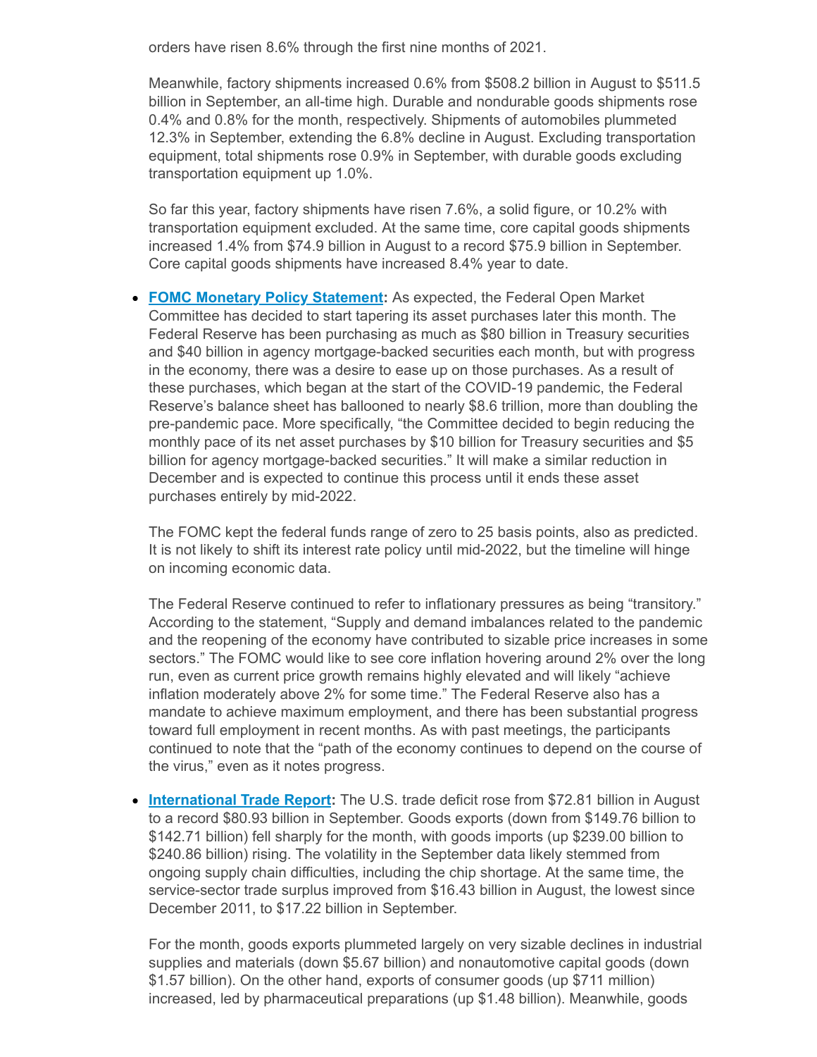orders have risen 8.6% through the first nine months of 2021.

Meanwhile, factory shipments increased 0.6% from $508.2 billion in August to $511.5 billion in September, an all-time high. Durable and nondurable goods shipments rose 0.4% and 0.8% for the month, respectively. Shipments of automobiles plummeted 12.3% in September, extending the 6.8% decline in August. Excluding transportation equipment, total shipments rose 0.9% in September, with durable goods excluding transportation equipment up 1.0%.

So far this year, factory shipments have risen 7.6%, a solid figure, or 10.2% with transportation equipment excluded. At the same time, core capital goods shipments increased 1.4% from $74.9 billion in August to a record $75.9 billion in September. Core capital goods shipments have increased 8.4% year to date.

- **FOMC Monetary Policy Statement:** As expected, the Federal Open Market Committee has decided to start tapering its asset purchases later this month. The Federal Reserve has been purchasing as much as $80 billion in Treasury securities and $40 billion in agency mortgage-backed securities each month, but with progress in the economy, there was a desire to ease up on those purchases. As a result of these purchases, which began at the start of the COVID-19 pandemic, the Federal Reserve's balance sheet has ballooned to nearly $8.6 trillion, more than doubling the pre-pandemic pace. More specifically, "the Committee decided to begin reducing the monthly pace of its net asset purchases by $10 billion for Treasury securities and $5 billion for agency mortgage-backed securities." It will make a similar reduction in December and is expected to continue this process until it ends these asset purchases entirely by mid-2022.

  The FOMC kept the federal funds range of zero to 25 basis points, also as predicted. It is not likely to shift its interest rate policy until mid-2022, but the timeline will hinge on incoming economic data.

  The Federal Reserve continued to refer to inflationary pressures as being "transitory." According to the statement, "Supply and demand imbalances related to the pandemic and the reopening of the economy have contributed to sizable price increases in some sectors." The FOMC would like to see core inflation hovering around 2% over the long run, even as current price growth remains highly elevated and will likely "achieve inflation moderately above 2% for some time." The Federal Reserve also has a mandate to achieve maximum employment, and there has been substantial progress toward full employment in recent months. As with past meetings, the participants continued to note that the "path of the economy continues to depend on the course of the virus," even as it notes progress.

- **International Trade Report:** The U.S. trade deficit rose from $72.81 billion in August to a record $80.93 billion in September. Goods exports (down from $149.76 billion to $142.71 billion) fell sharply for the month, with goods imports (up $239.00 billion to $240.86 billion) rising. The volatility in the September data likely stemmed from ongoing supply chain difficulties, including the chip shortage. At the same time, the service-sector trade surplus improved from $16.43 billion in August, the lowest since December 2011, to $17.22 billion in September.

  For the month, goods exports plummeted largely on very sizable declines in industrial supplies and materials (down $5.67 billion) and nonautomotive capital goods (down $1.57 billion). On the other hand, exports of consumer goods (up $711 million) increased, led by pharmaceutical preparations (up $1.48 billion). Meanwhile, goods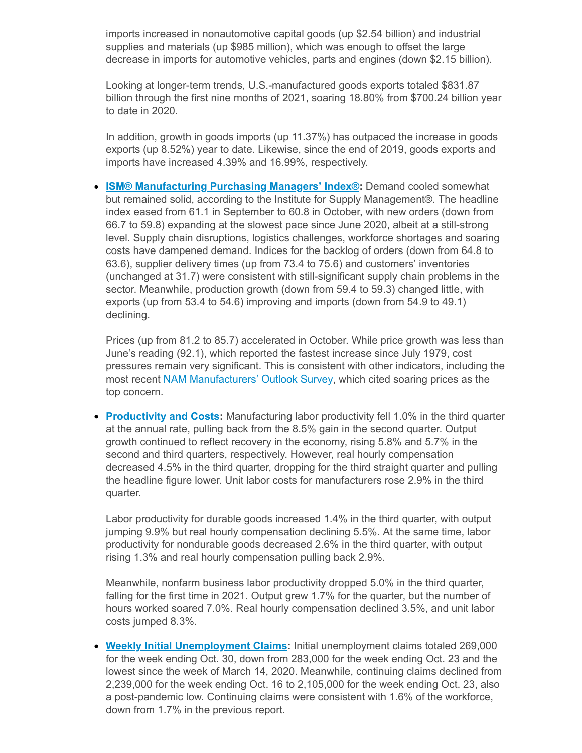imports increased in nonautomotive capital goods (up $2.54 billion) and industrial supplies and materials (up $985 million), which was enough to offset the large decrease in imports for automotive vehicles, parts and engines (down $2.15 billion).

Looking at longer-term trends, U.S.-manufactured goods exports totaled $831.87 billion through the first nine months of 2021, soaring 18.80% from $700.24 billion year to date in 2020.

In addition, growth in goods imports (up 11.37%) has outpaced the increase in goods exports (up 8.52%) year to date. Likewise, since the end of 2019, goods exports and imports have increased 4.39% and 16.99%, respectively.

- **ISM® Manufacturing Purchasing Managers' Index®:** Demand cooled somewhat but remained solid, according to the Institute for Supply Management®. The headline index eased from 61.1 in September to 60.8 in October, with new orders (down from 66.7 to 59.8) expanding at the slowest pace since June 2020, albeit at a still-strong level. Supply chain disruptions, logistics challenges, workforce shortages and soaring costs have dampened demand. Indices for the backlog of orders (down from 64.8 to 63.6), supplier delivery times (up from 73.4 to 75.6) and customers' inventories (unchanged at 31.7) were consistent with still-significant supply chain problems in the sector. Meanwhile, production growth (down from 59.4 to 59.3) changed little, with exports (up from 53.4 to 54.6) improving and imports (down from 54.9 to 49.1) declining.

  Prices (up from 81.2 to 85.7) accelerated in October. While price growth was less than June's reading (92.1), which reported the fastest increase since July 1979, cost pressures remain very significant. This is consistent with other indicators, including the most recent NAM Manufacturers' Outlook Survey, which cited soaring prices as the top concern.

- **Productivity and Costs:** Manufacturing labor productivity fell 1.0% in the third quarter at the annual rate, pulling back from the 8.5% gain in the second quarter. Output growth continued to reflect recovery in the economy, rising 5.8% and 5.7% in the second and third quarters, respectively. However, real hourly compensation decreased 4.5% in the third quarter, dropping for the third straight quarter and pulling the headline figure lower. Unit labor costs for manufacturers rose 2.9% in the third quarter.

  Labor productivity for durable goods increased 1.4% in the third quarter, with output jumping 9.9% but real hourly compensation declining 5.5%. At the same time, labor productivity for nondurable goods decreased 2.6% in the third quarter, with output rising 1.3% and real hourly compensation pulling back 2.9%.

  Meanwhile, nonfarm business labor productivity dropped 5.0% in the third quarter, falling for the first time in 2021. Output grew 1.7% for the quarter, but the number of hours worked soared 7.0%. Real hourly compensation declined 3.5%, and unit labor costs jumped 8.3%.

- **Weekly Initial Unemployment Claims:** Initial unemployment claims totaled 269,000 for the week ending Oct. 30, down from 283,000 for the week ending Oct. 23 and the lowest since the week of March 14, 2020. Meanwhile, continuing claims declined from 2,239,000 for the week ending Oct. 16 to 2,105,000 for the week ending Oct. 23, also a post-pandemic low. Continuing claims were consistent with 1.6% of the workforce, down from 1.7% in the previous report.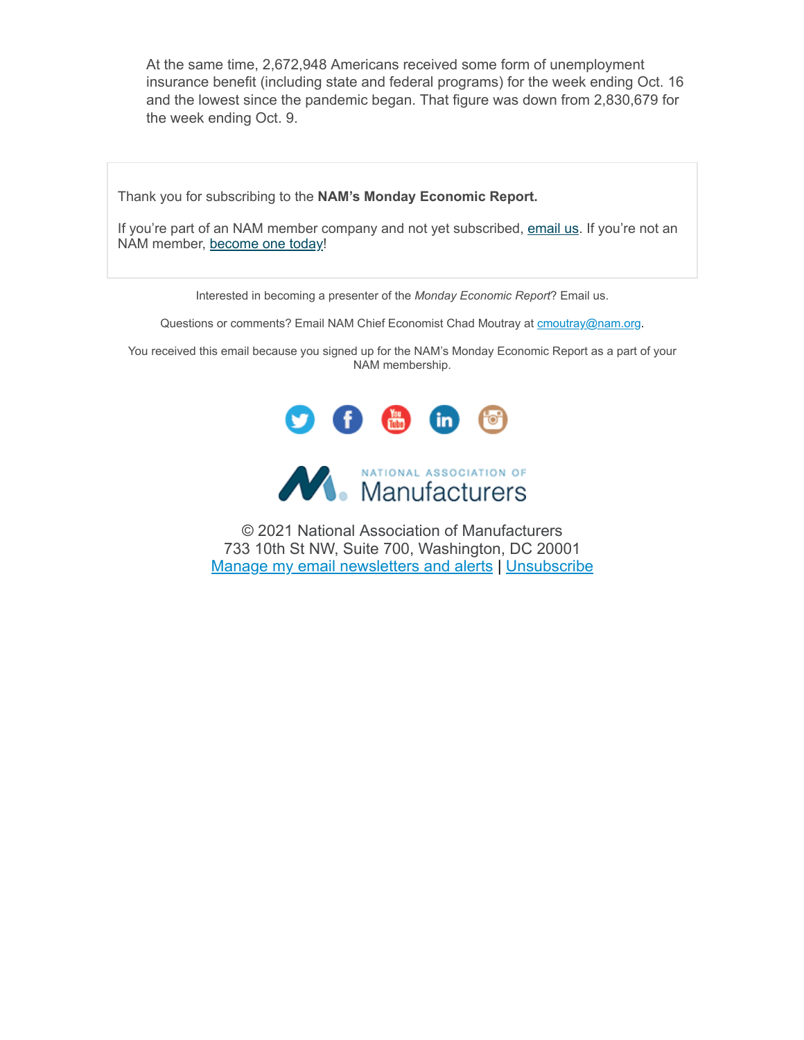At the same time, 2,672,948 Americans received some form of unemployment insurance benefit (including state and federal programs) for the week ending Oct. 16 and the lowest since the pandemic began. That figure was down from 2,830,679 for the week ending Oct. 9.

Thank you for subscribing to the **NAM's Monday Economic Report.**

If you're part of an NAM member company and not yet subscribed, email us. If you're not an NAM member, become one today!

Interested in becoming a presenter of the *Monday Economic Report*? Email us.

Questions or comments? Email NAM Chief Economist Chad Moutray at cmoutray@nam.org.

You received this email because you signed up for the NAM's Monday Economic Report as a part of your NAM membership.

NATIONAL ASSOCIATION OF Manufacturers

© 2021 National Association of Manufacturers
733 10th St NW, Suite 700, Washington, DC 20001
Manage my email newsletters and alerts | Unsubscribe